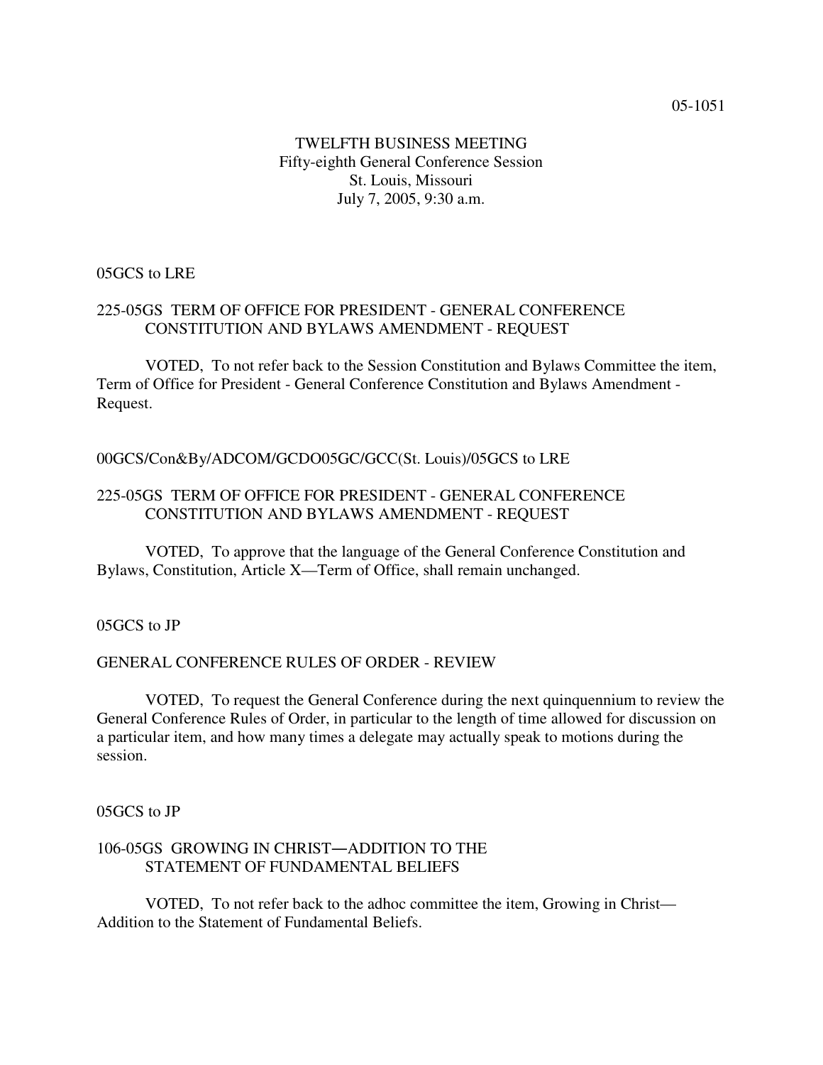05-1051

# TWELFTH BUSINESS MEETING
Fifty-eighth General Conference Session
St. Louis, Missouri
July 7, 2005, 9:30 a.m.

05GCS to LRE

## 225-05GS TERM OF OFFICE FOR PRESIDENT - GENERAL CONFERENCE CONSTITUTION AND BYLAWS AMENDMENT - REQUEST

VOTED, To not refer back to the Session Constitution and Bylaws Committee the item, Term of Office for President - General Conference Constitution and Bylaws Amendment - Request.

00GCS/Con&By/ADCOM/GCDO05GC/GCC(St. Louis)/05GCS to LRE

## 225-05GS TERM OF OFFICE FOR PRESIDENT - GENERAL CONFERENCE CONSTITUTION AND BYLAWS AMENDMENT - REQUEST

VOTED, To approve that the language of the General Conference Constitution and Bylaws, Constitution, Article X—Term of Office, shall remain unchanged.

05GCS to JP

## GENERAL CONFERENCE RULES OF ORDER - REVIEW

VOTED, To request the General Conference during the next quinquennium to review the General Conference Rules of Order, in particular to the length of time allowed for discussion on a particular item, and how many times a delegate may actually speak to motions during the session.

05GCS to JP

## 106-05GS GROWING IN CHRIST—ADDITION TO THE STATEMENT OF FUNDAMENTAL BELIEFS

VOTED, To not refer back to the adhoc committee the item, Growing in Christ—Addition to the Statement of Fundamental Beliefs.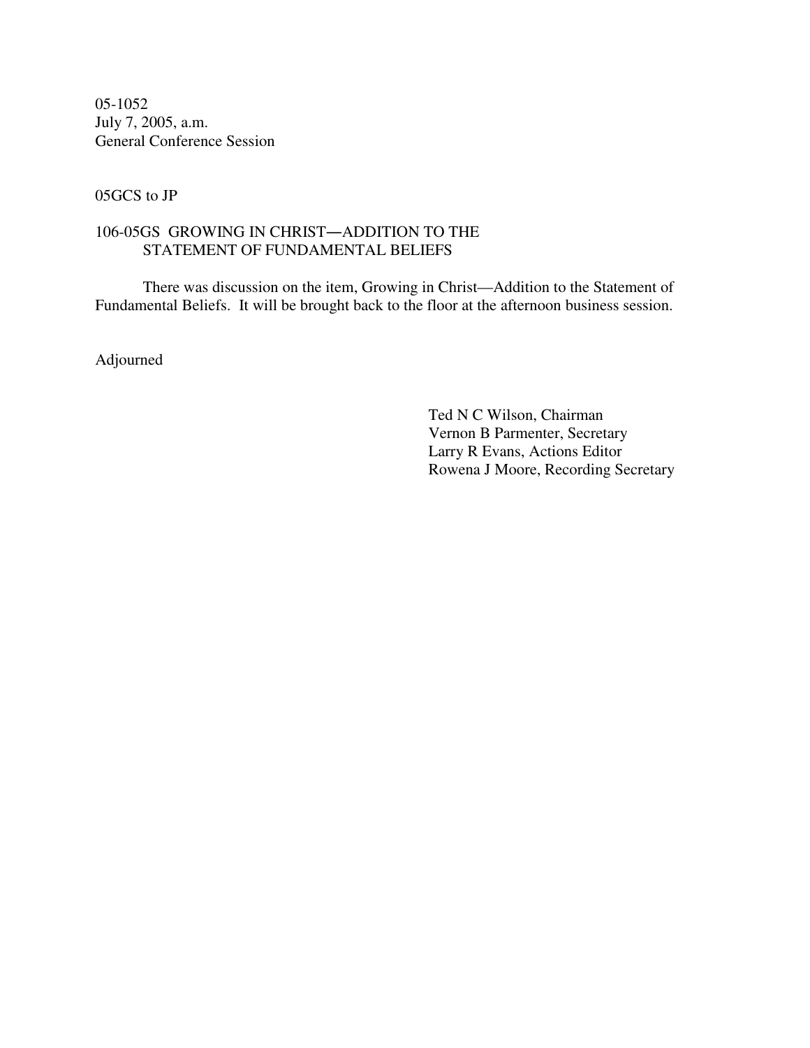05-1052
July 7, 2005, a.m.
General Conference Session

05GCS to JP

106-05GS GROWING IN CHRIST—ADDITION TO THE STATEMENT OF FUNDAMENTAL BELIEFS

There was discussion on the item, Growing in Christ—Addition to the Statement of Fundamental Beliefs. It will be brought back to the floor at the afternoon business session.

Adjourned

Ted N C Wilson, Chairman
Vernon B Parmenter, Secretary
Larry R Evans, Actions Editor
Rowena J Moore, Recording Secretary